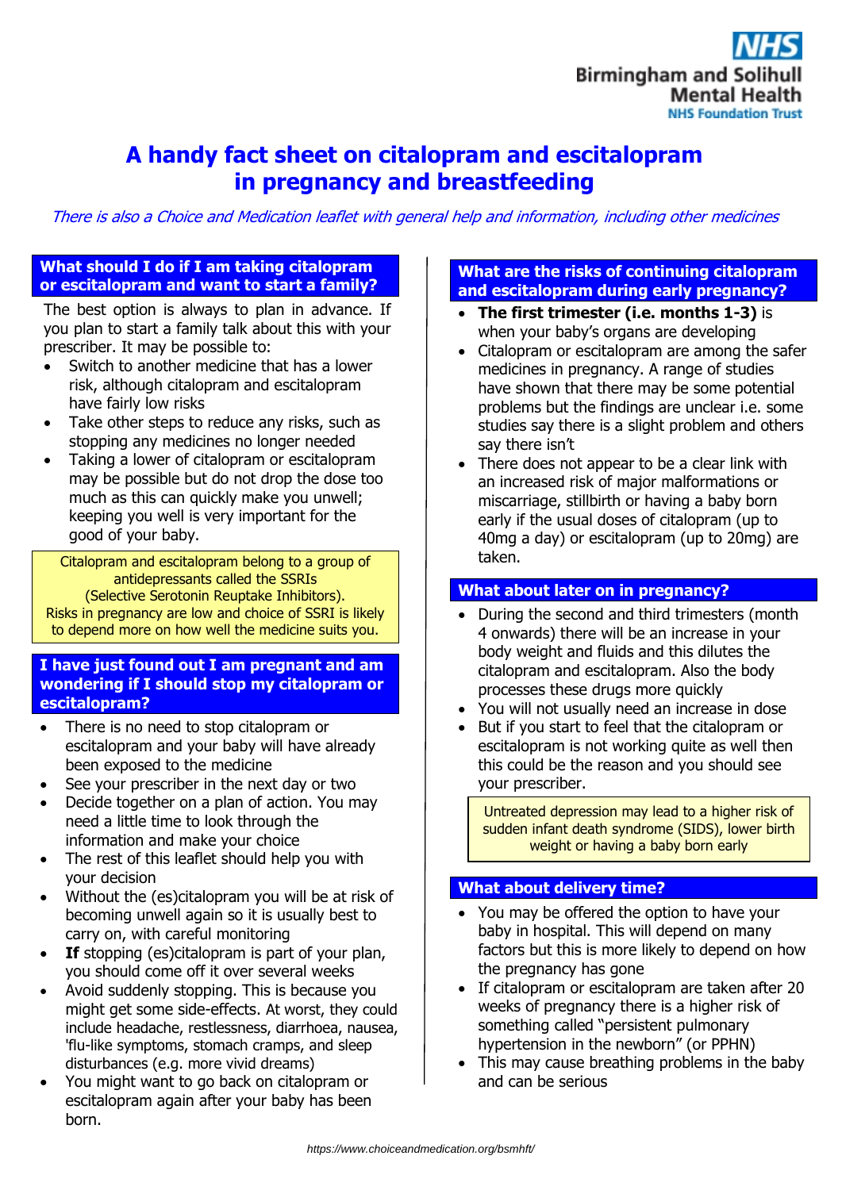# A handy fact sheet on citalopram and escitalopram in pregnancy and breastfeeding

*There is also a Choice and Medication leaflet with general help and information, including other medicines*

## What should I do if I am taking citalopram or escitalopram and want to start a family?

The best option is always to plan in advance. If you plan to start a family talk about this with your prescriber. It may be possible to:

- Switch to another medicine that has a lower risk, although citalopram and escitalopram have fairly low risks
- Take other steps to reduce any risks, such as stopping any medicines no longer needed
- Taking a lower of citalopram or escitalopram may be possible but do not drop the dose too much as this can quickly make you unwell; keeping you well is very important for the good of your baby.

> Citalopram and escitalopram belong to a group of antidepressants called the SSRIs (Selective Serotonin Reuptake Inhibitors). Risks in pregnancy are low and choice of SSRI is likely to depend more on how well the medicine suits you.

## I have just found out I am pregnant and am wondering if I should stop my citalopram or escitalopram?

- There is no need to stop citalopram or escitalopram and your baby will have already been exposed to the medicine
- See your prescriber in the next day or two
- Decide together on a plan of action. You may need a little time to look through the information and make your choice
- The rest of this leaflet should help you with your decision
- Without the (es)citalopram you will be at risk of becoming unwell again so it is usually best to carry on, with careful monitoring
- **If** stopping (es)citalopram is part of your plan, you should come off it over several weeks
- Avoid suddenly stopping. This is because you might get some side-effects. At worst, they could include headache, restlessness, diarrhoea, nausea, 'flu-like symptoms, stomach cramps, and sleep disturbances (e.g. more vivid dreams)
- You might want to go back on citalopram or escitalopram again after your baby has been born.

## What are the risks of continuing citalopram and escitalopram during early pregnancy?

- **The first trimester (i.e. months 1-3)** is when your baby's organs are developing
- Citalopram or escitalopram are among the safer medicines in pregnancy. A range of studies have shown that there may be some potential problems but the findings are unclear i.e. some studies say there is a slight problem and others say there isn't
- There does not appear to be a clear link with an increased risk of major malformations or miscarriage, stillbirth or having a baby born early if the usual doses of citalopram (up to 40mg a day) or escitalopram (up to 20mg) are taken.

## What about later on in pregnancy?

- During the second and third trimesters (month 4 onwards) there will be an increase in your body weight and fluids and this dilutes the citalopram and escitalopram. Also the body processes these drugs more quickly
- You will not usually need an increase in dose
- But if you start to feel that the citalopram or escitalopram is not working quite as well then this could be the reason and you should see your prescriber.

> Untreated depression may lead to a higher risk of sudden infant death syndrome (SIDS), lower birth weight or having a baby born early

## What about delivery time?

- You may be offered the option to have your baby in hospital. This will depend on many factors but this is more likely to depend on how the pregnancy has gone
- If citalopram or escitalopram are taken after 20 weeks of pregnancy there is a higher risk of something called "persistent pulmonary hypertension in the newborn" (or PPHN)
- This may cause breathing problems in the baby and can be serious

https://www.choiceandmedication.org/bsmhft/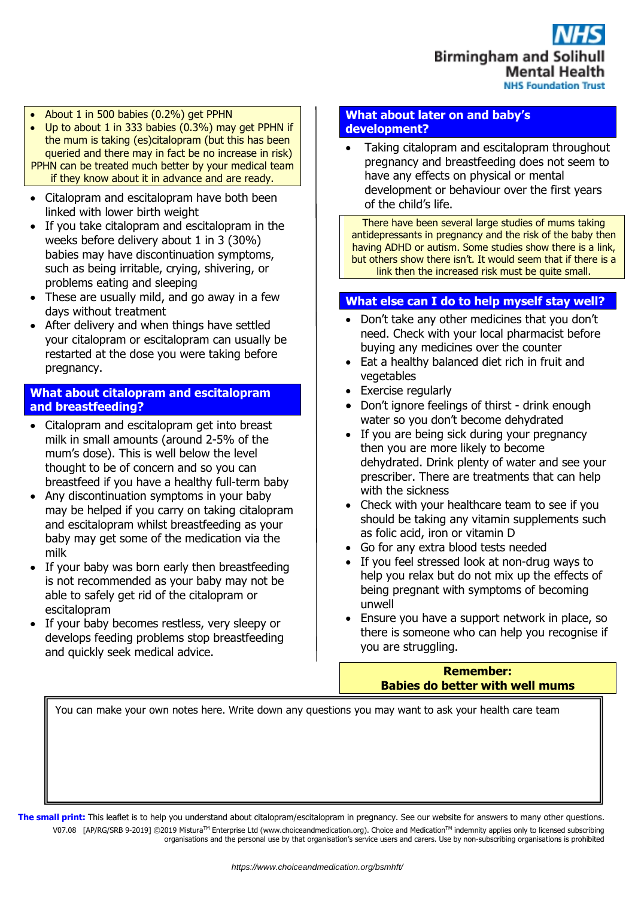- About 1 in 500 babies (0.2%) get PPHN
- Up to about 1 in 333 babies (0.3%) may get PPHN if the mum is taking (es)citalopram (but this has been queried and there may in fact be no increase in risk)

PPHN can be treated much better by your medical team if they know about it in advance and are ready.

- Citalopram and escitalopram have both been linked with lower birth weight
- If you take citalopram and escitalopram in the weeks before delivery about 1 in 3 (30%) babies may have discontinuation symptoms, such as being irritable, crying, shivering, or problems eating and sleeping
- These are usually mild, and go away in a few days without treatment
- After delivery and when things have settled your citalopram or escitalopram can usually be restarted at the dose you were taking before pregnancy.

## What about citalopram and escitalopram and breastfeeding?

- Citalopram and escitalopram get into breast milk in small amounts (around 2-5% of the mum's dose). This is well below the level thought to be of concern and so you can breastfeed if you have a healthy full-term baby
- Any discontinuation symptoms in your baby may be helped if you carry on taking citalopram and escitalopram whilst breastfeeding as your baby may get some of the medication via the milk
- If your baby was born early then breastfeeding is not recommended as your baby may not be able to safely get rid of the citalopram or escitalopram
- If your baby becomes restless, very sleepy or develops feeding problems stop breastfeeding and quickly seek medical advice.

## What about later on and baby's development?

- Taking citalopram and escitalopram throughout pregnancy and breastfeeding does not seem to have any effects on physical or mental development or behaviour over the first years of the child's life.

There have been several large studies of mums taking antidepressants in pregnancy and the risk of the baby then having ADHD or autism. Some studies show there is a link, but others show there isn't. It would seem that if there is a link then the increased risk must be quite small.

## What else can I do to help myself stay well?

- Don't take any other medicines that you don't need. Check with your local pharmacist before buying any medicines over the counter
- Eat a healthy balanced diet rich in fruit and vegetables
- Exercise regularly
- Don't ignore feelings of thirst - drink enough water so you don't become dehydrated
- If you are being sick during your pregnancy then you are more likely to become dehydrated. Drink plenty of water and see your prescriber. There are treatments that can help with the sickness
- Check with your healthcare team to see if you should be taking any vitamin supplements such as folic acid, iron or vitamin D
- Go for any extra blood tests needed
- If you feel stressed look at non-drug ways to help you relax but do not mix up the effects of being pregnant with symptoms of becoming unwell
- Ensure you have a support network in place, so there is someone who can help you recognise if you are struggling.

**Remember:**
**Babies do better with well mums**

You can make your own notes here. Write down any questions you may want to ask your health care team

**The small print:** This leaflet is to help you understand about citalopram/escitalopram in pregnancy. See our website for answers to many other questions.

V07.08 [AP/RG/SRB 9-2019] ©2019 Mistura™ Enterprise Ltd (www.choiceandmedication.org). Choice and Medication™ indemnity applies only to licensed subscribing organisations and the personal use by that organisation's service users and carers. Use by non-subscribing organisations is prohibited

*https://www.choiceandmedication.org/bsmhft/*